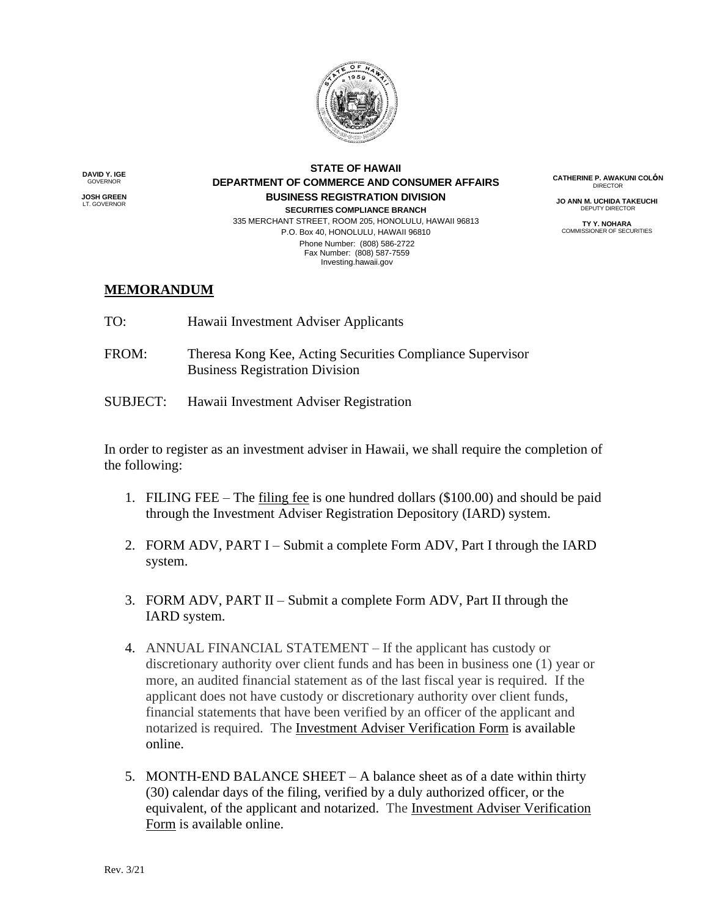**DAVID Y. IGE**
GOVERNOR

**JOSH GREEN**
LT. GOVERNOR

**STATE OF HAWAII**
**DEPARTMENT OF COMMERCE AND CONSUMER AFFAIRS**
**BUSINESS REGISTRATION DIVISION**
**SECURITIES COMPLIANCE BRANCH**
335 MERCHANT STREET, ROOM 205, HONOLULU, HAWAII 96813
P.O. Box 40, HONOLULU, HAWAII 96810
Phone Number: (808) 586-2722
Fax Number: (808) 587-7559
Investing.hawaii.gov

**CATHERINE P. AWAKUNI COLÓN**
DIRECTOR

**JO ANN M. UCHIDA TAKEUCHI**
DEPUTY DIRECTOR

**TY Y. NOHARA**
COMMISSIONER OF SECURITIES

## MEMORANDUM

TO: Hawaii Investment Adviser Applicants

FROM: Theresa Kong Kee, Acting Securities Compliance Supervisor
Business Registration Division

SUBJECT: Hawaii Investment Adviser Registration

In order to register as an investment adviser in Hawaii, we shall require the completion of the following:

1. FILING FEE – The filing fee is one hundred dollars ($100.00) and should be paid through the Investment Adviser Registration Depository (IARD) system.

2. FORM ADV, PART I – Submit a complete Form ADV, Part I through the IARD system.

3. FORM ADV, PART II – Submit a complete Form ADV, Part II through the IARD system.

4. ANNUAL FINANCIAL STATEMENT – If the applicant has custody or discretionary authority over client funds and has been in business one (1) year or more, an audited financial statement as of the last fiscal year is required. If the applicant does not have custody or discretionary authority over client funds, financial statements that have been verified by an officer of the applicant and notarized is required. The Investment Adviser Verification Form is available online.

5. MONTH-END BALANCE SHEET – A balance sheet as of a date within thirty (30) calendar days of the filing, verified by a duly authorized officer, or the equivalent, of the applicant and notarized. The Investment Adviser Verification Form is available online.

Rev. 3/21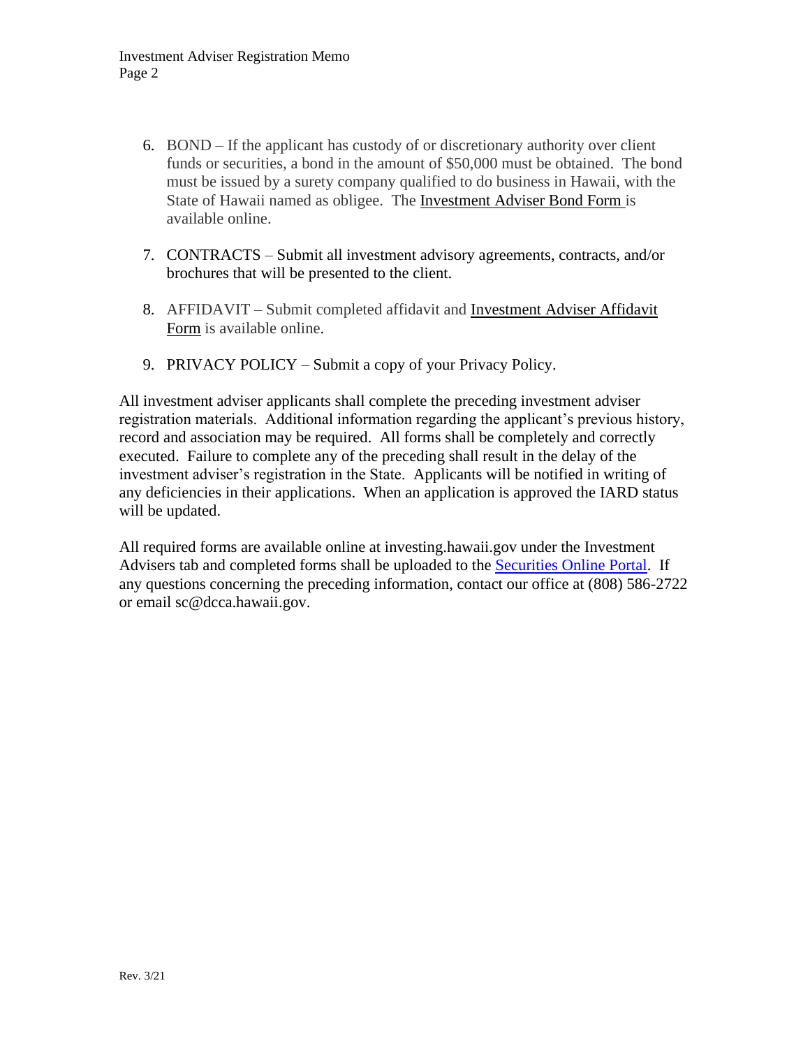6. BOND – If the applicant has custody of or discretionary authority over client funds or securities, a bond in the amount of $50,000 must be obtained. The bond must be issued by a surety company qualified to do business in Hawaii, with the State of Hawaii named as obligee. The Investment Adviser Bond Form is available online.

7. CONTRACTS – Submit all investment advisory agreements, contracts, and/or brochures that will be presented to the client.

8. AFFIDAVIT – Submit completed affidavit and Investment Adviser Affidavit Form is available online.

9. PRIVACY POLICY – Submit a copy of your Privacy Policy.

All investment adviser applicants shall complete the preceding investment adviser registration materials. Additional information regarding the applicant's previous history, record and association may be required. All forms shall be completely and correctly executed. Failure to complete any of the preceding shall result in the delay of the investment adviser's registration in the State. Applicants will be notified in writing of any deficiencies in their applications. When an application is approved the IARD status will be updated.

All required forms are available online at investing.hawaii.gov under the Investment Advisers tab and completed forms shall be uploaded to the Securities Online Portal. If any questions concerning the preceding information, contact our office at (808) 586-2722 or email sc@dcca.hawaii.gov.

Rev. 3/21